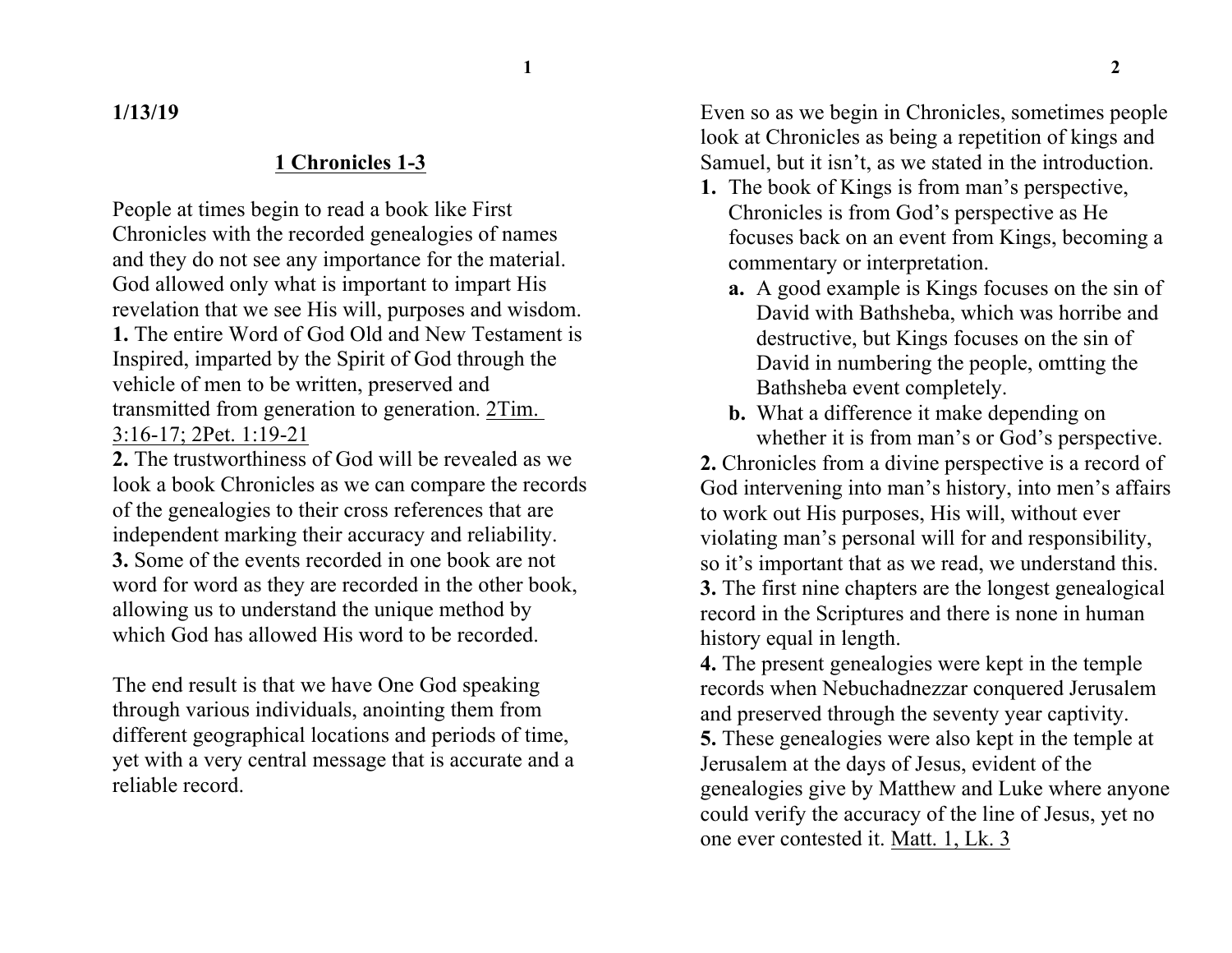**1/13/19**

## 1 Chronicles 1-3

People at times begin to read a book like First Chronicles with the recorded genealogies of names and they do not see any importance for the material. God allowed only what is important to impart His revelation that we see His will, purposes and wisdom.

**1.** The entire Word of God Old and New Testament is Inspired, imparted by the Spirit of God through the vehicle of men to be written, preserved and transmitted from generation to generation. <u>2Tim. 3:16-17; 2Pet. 1:19-21</u>

**2.** The trustworthiness of God will be revealed as we look a book Chronicles as we can compare the records of the genealogies to their cross references that are independent marking their accuracy and reliability.

**3.** Some of the events recorded in one book are not word for word as they are recorded in the other book, allowing us to understand the unique method by which God has allowed His word to be recorded.

The end result is that we have One God speaking through various individuals, anointing them from different geographical locations and periods of time, yet with a very central message that is accurate and a reliable record.

Even so as we begin in Chronicles, sometimes people look at Chronicles as being a repetition of kings and Samuel, but it isn't, as we stated in the introduction.

1. The book of Kings is from man's perspective, Chronicles is from God's perspective as He focuses back on an event from Kings, becoming a commentary or interpretation.
   - **a.** A good example is Kings focuses on the sin of David with Bathsheba, which was horribe and destructive, but Kings focuses on the sin of David in numbering the people, omtting the Bathsheba event completely.
   - **b.** What a difference it make depending on whether it is from man's or God's perspective.

**2.** Chronicles from a divine perspective is a record of God intervening into man's history, into men's affairs to work out His purposes, His will, without ever violating man's personal will for and responsibility, so it's important that as we read, we understand this.

**3.** The first nine chapters are the longest genealogical record in the Scriptures and there is none in human history equal in length.

**4.** The present genealogies were kept in the temple records when Nebuchadnezzar conquered Jerusalem and preserved through the seventy year captivity.

**5.** These genealogies were also kept in the temple at Jerusalem at the days of Jesus, evident of the genealogies give by Matthew and Luke where anyone could verify the accuracy of the line of Jesus, yet no one ever contested it. <u>Matt. 1, Lk. 3</u>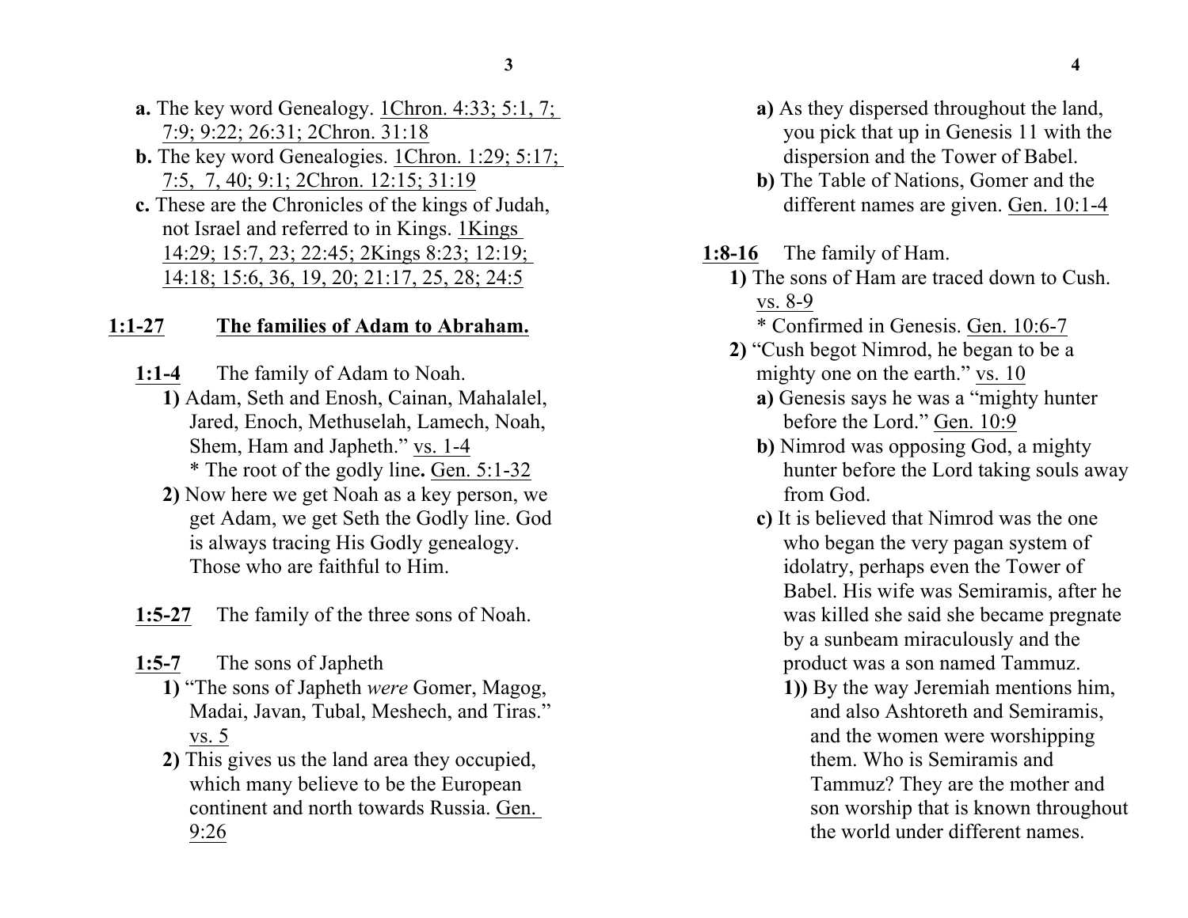**a.** The key word Genealogy. 1Chron. 4:33; 5:1, 7; 7:9; 9:22; 26:31; 2Chron. 31:18

**b.** The key word Genealogies. 1Chron. 1:29; 5:17; 7:5, 7, 40; 9:1; 2Chron. 12:15; 31:19

**c.** These are the Chronicles of the kings of Judah, not Israel and referred to in Kings. 1Kings 14:29; 15:7, 23; 22:45; 2Kings 8:23; 12:19; 14:18; 15:6, 36, 19, 20; 21:17, 25, 28; 24:5

## 1:1-27 The families of Adam to Abraham.

**1:1-4** The family of Adam to Noah.

**1)** Adam, Seth and Enosh, Cainan, Mahalalel, Jared, Enoch, Methuselah, Lamech, Noah, Shem, Ham and Japheth." vs. 1-4
* The root of the godly line**.** Gen. 5:1-32

**2)** Now here we get Noah as a key person, we get Adam, we get Seth the Godly line. God is always tracing His Godly genealogy. Those who are faithful to Him.

**1:5-27** The family of the three sons of Noah.

**1:5-7** The sons of Japheth

**1)** "The sons of Japheth *were* Gomer, Magog, Madai, Javan, Tubal, Meshech, and Tiras." vs. 5

**2)** This gives us the land area they occupied, which many believe to be the European continent and north towards Russia. Gen. 9:26

**a)** As they dispersed throughout the land, you pick that up in Genesis 11 with the dispersion and the Tower of Babel.

**b)** The Table of Nations, Gomer and the different names are given. Gen. 10:1-4

**1:8-16** The family of Ham.

**1)** The sons of Ham are traced down to Cush. vs. 8-9
* Confirmed in Genesis. Gen. 10:6-7

**2)** "Cush begot Nimrod, he began to be a mighty one on the earth." vs. 10

**a)** Genesis says he was a "mighty hunter before the Lord." Gen. 10:9

**b)** Nimrod was opposing God, a mighty hunter before the Lord taking souls away from God.

**c)** It is believed that Nimrod was the one who began the very pagan system of idolatry, perhaps even the Tower of Babel. His wife was Semiramis, after he was killed she said she became pregnate by a sunbeam miraculously and the product was a son named Tammuz.

**1))** By the way Jeremiah mentions him, and also Ashtoreth and Semiramis, and the women were worshipping them. Who is Semiramis and Tammuz? They are the mother and son worship that is known throughout the world under different names.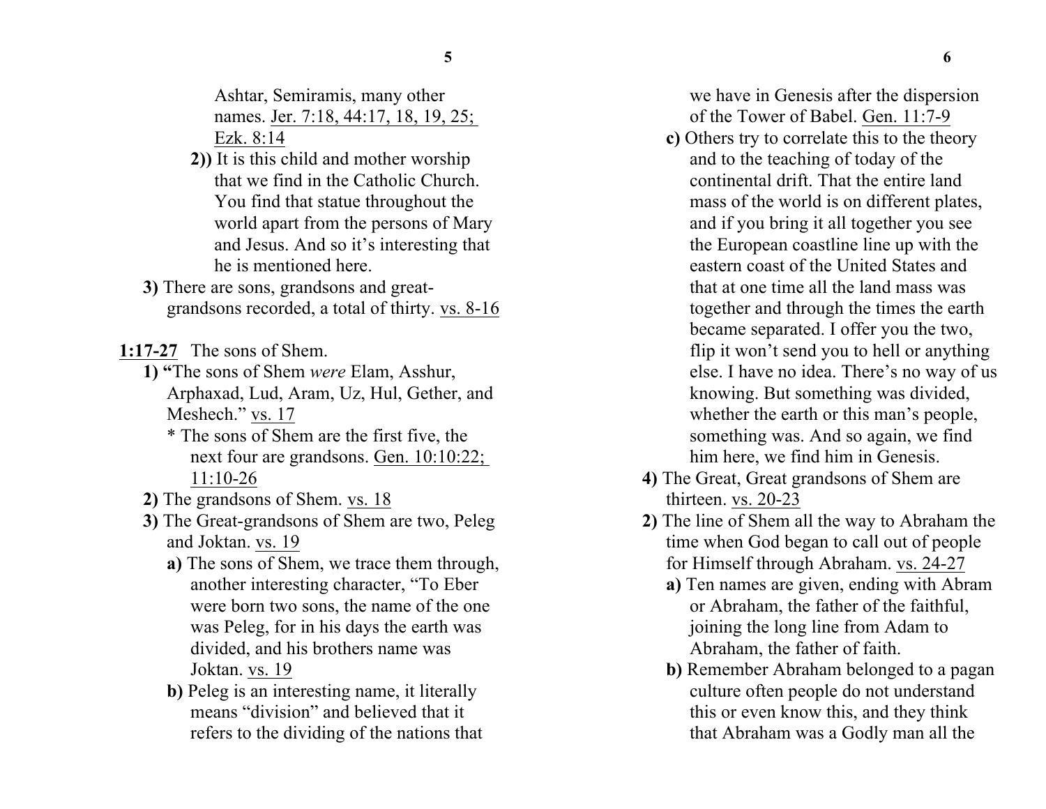Ashtar, Semiramis, many other names. Jer. 7:18, 44:17, 18, 19, 25; Ezk. 8:14

**2))** It is this child and mother worship that we find in the Catholic Church. You find that statue throughout the world apart from the persons of Mary and Jesus. And so it's interesting that he is mentioned here.

**3)** There are sons, grandsons and great-grandsons recorded, a total of thirty. vs. 8-16

**1:17-27** The sons of Shem.

**1) "**The sons of Shem *were* Elam, Asshur, Arphaxad, Lud, Aram, Uz, Hul, Gether, and Meshech." vs. 17

* The sons of Shem are the first five, the next four are grandsons. Gen. 10:10:22; 11:10-26

**2)** The grandsons of Shem. vs. 18

**3)** The Great-grandsons of Shem are two, Peleg and Joktan. vs. 19

**a)** The sons of Shem, we trace them through, another interesting character, "To Eber were born two sons, the name of the one was Peleg, for in his days the earth was divided, and his brothers name was Joktan. vs. 19

**b)** Peleg is an interesting name, it literally means "division" and believed that it refers to the dividing of the nations that we have in Genesis after the dispersion of the Tower of Babel. Gen. 11:7-9

**c)** Others try to correlate this to the theory and to the teaching of today of the continental drift. That the entire land mass of the world is on different plates, and if you bring it all together you see the European coastline line up with the eastern coast of the United States and that at one time all the land mass was together and through the times the earth became separated. I offer you the two, flip it won't send you to hell or anything else. I have no idea. There's no way of us knowing. But something was divided, whether the earth or this man's people, something was. And so again, we find him here, we find him in Genesis.

**4)** The Great, Great grandsons of Shem are thirteen. vs. 20-23

**2)** The line of Shem all the way to Abraham the time when God began to call out of people for Himself through Abraham. vs. 24-27

**a)** Ten names are given, ending with Abram or Abraham, the father of the faithful, joining the long line from Adam to Abraham, the father of faith.

**b)** Remember Abraham belonged to a pagan culture often people do not understand this or even know this, and they think that Abraham was a Godly man all the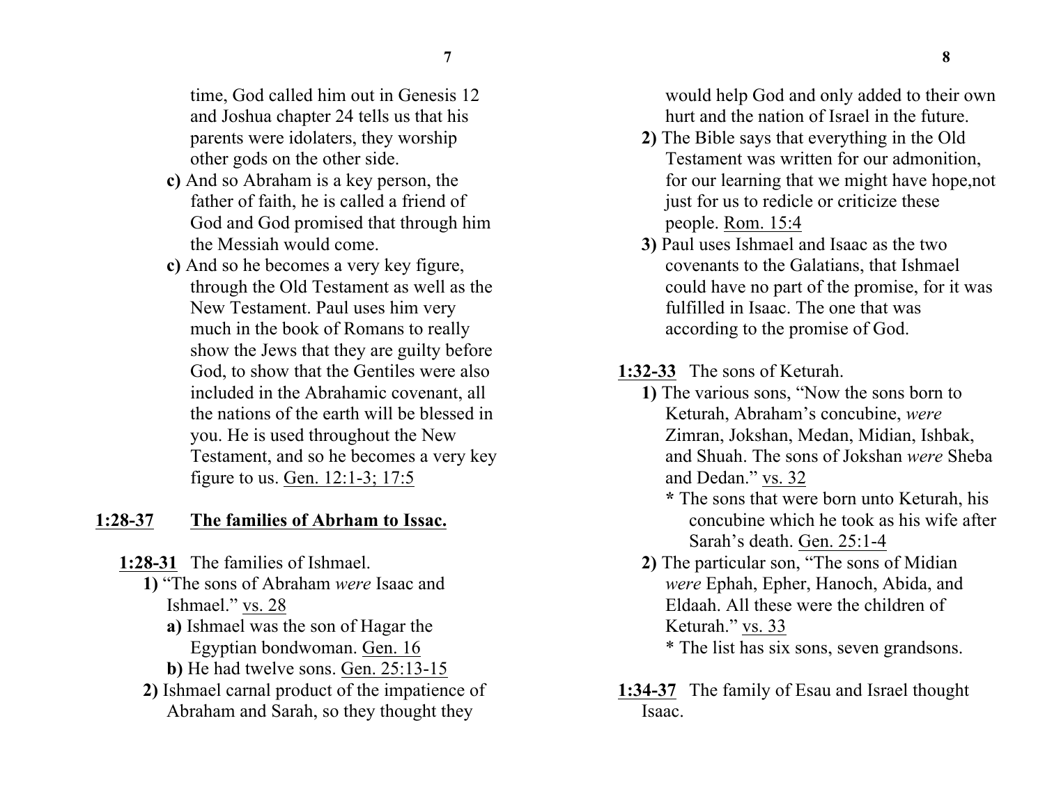time, God called him out in Genesis 12 and Joshua chapter 24 tells us that his parents were idolaters, they worship other gods on the other side.

**c)** And so Abraham is a key person, the father of faith, he is called a friend of God and God promised that through him the Messiah would come.

**c)** And so he becomes a very key figure, through the Old Testament as well as the New Testament. Paul uses him very much in the book of Romans to really show the Jews that they are guilty before God, to show that the Gentiles were also included in the Abrahamic covenant, all the nations of the earth will be blessed in you. He is used throughout the New Testament, and so he becomes a very key figure to us. <u>Gen. 12:1-3; 17:5</u>

## <u>1:28-37</u> <u>The families of Abrham to Issac.</u>

**<u>1:28-31</u>** The families of Ishmael.

**1)** "The sons of Abraham *were* Isaac and Ishmael." <u>vs. 28</u>

**a)** Ishmael was the son of Hagar the Egyptian bondwoman. <u>Gen. 16</u>

**b)** He had twelve sons. <u>Gen. 25:13-15</u>

**2)** Ishmael carnal product of the impatience of Abraham and Sarah, so they thought they would help God and only added to their own hurt and the nation of Israel in the future.

**2)** The Bible says that everything in the Old Testament was written for our admonition, for our learning that we might have hope,not just for us to redicle or criticize these people. <u>Rom. 15:4</u>

**3)** Paul uses Ishmael and Isaac as the two covenants to the Galatians, that Ishmael could have no part of the promise, for it was fulfilled in Isaac. The one that was according to the promise of God.

**<u>1:32-33</u>** The sons of Keturah.

**1)** The various sons, "Now the sons born to Keturah, Abraham's concubine, *were* Zimran, Jokshan, Medan, Midian, Ishbak, and Shuah. The sons of Jokshan *were* Sheba and Dedan." <u>vs. 32</u>

**\*** The sons that were born unto Keturah, his concubine which he took as his wife after Sarah's death. <u>Gen. 25:1-4</u>

**2)** The particular son, "The sons of Midian *were* Ephah, Epher, Hanoch, Abida, and Eldaah. All these were the children of Keturah." <u>vs. 33</u>

\* The list has six sons, seven grandsons.

**<u>1:34-37</u>** The family of Esau and Israel thought Isaac.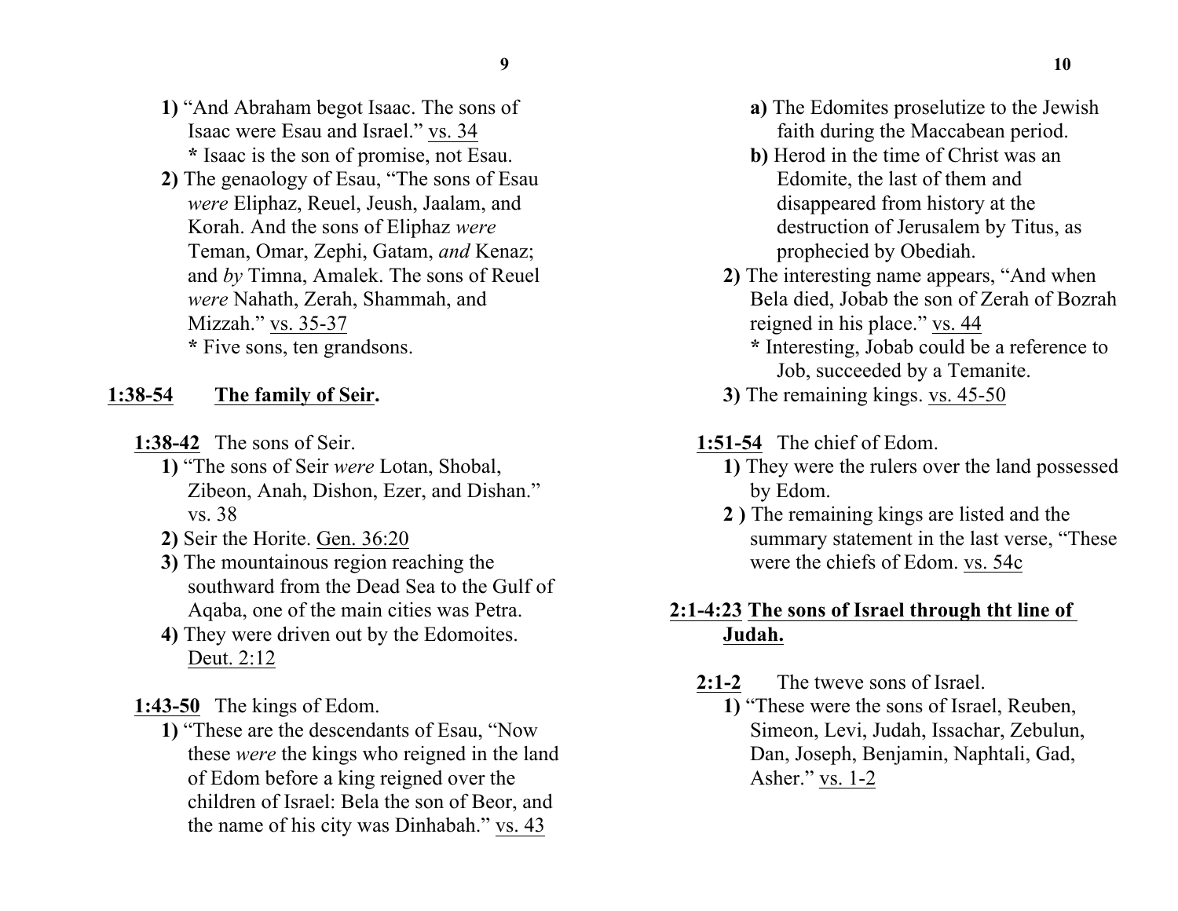**1)** "And Abraham begot Isaac. The sons of Isaac were Esau and Israel." vs. 34
 **\*** Isaac is the son of promise, not Esau.

**2)** The genaology of Esau, "The sons of Esau *were* Eliphaz, Reuel, Jeush, Jaalam, and Korah. And the sons of Eliphaz *were* Teman, Omar, Zephi, Gatam, *and* Kenaz; and *by* Timna, Amalek. The sons of Reuel *were* Nahath, Zerah, Shammah, and Mizzah." vs. 35-37
 **\*** Five sons, ten grandsons.

## 1:38-54 The family of Seir.

### 1:38-42 The sons of Seir.

**1)** "The sons of Seir *were* Lotan, Shobal, Zibeon, Anah, Dishon, Ezer, and Dishan." vs. 38

**2)** Seir the Horite. Gen. 36:20

**3)** The mountainous region reaching the southward from the Dead Sea to the Gulf of Aqaba, one of the main cities was Petra.

**4)** They were driven out by the Edomoites. Deut. 2:12

### 1:43-50 The kings of Edom.

**1)** "These are the descendants of Esau, "Now these *were* the kings who reigned in the land of Edom before a king reigned over the children of Israel: Bela the son of Beor, and the name of his city was Dinhabah." vs. 43

 **a)** The Edomites proselutize to the Jewish faith during the Maccabean period.

 **b)** Herod in the time of Christ was an Edomite, the last of them and disappeared from history at the destruction of Jerusalem by Titus, as prophecied by Obediah.

**2)** The interesting name appears, "And when Bela died, Jobab the son of Zerah of Bozrah reigned in his place." vs. 44
 **\*** Interesting, Jobab could be a reference to Job, succeeded by a Temanite.

**3)** The remaining kings. vs. 45-50

### 1:51-54 The chief of Edom.

**1)** They were the rulers over the land possessed by Edom.

**2 )** The remaining kings are listed and the summary statement in the last verse, "These were the chiefs of Edom. vs. 54c

## 2:1-4:23 The sons of Israel through tht line of Judah.

### 2:1-2 The tweve sons of Israel.

**1)** "These were the sons of Israel, Reuben, Simeon, Levi, Judah, Issachar, Zebulun, Dan, Joseph, Benjamin, Naphtali, Gad, Asher." vs. 1-2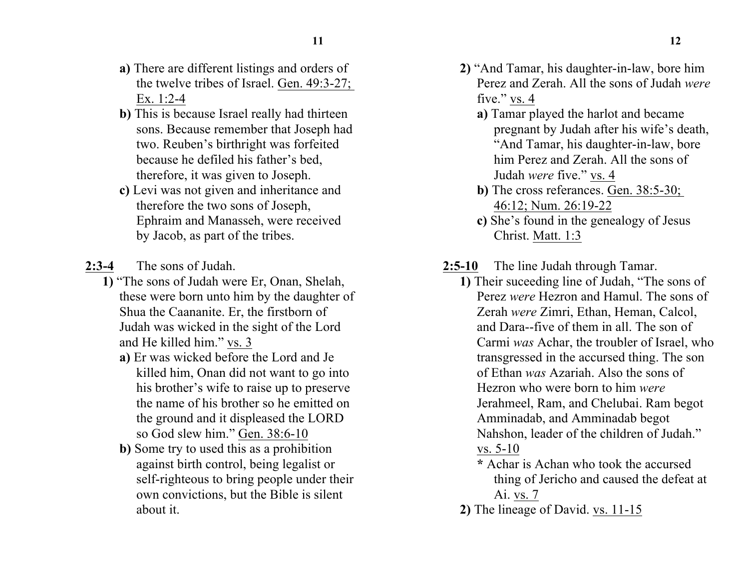**a)** There are different listings and orders of the twelve tribes of Israel. <u>Gen. 49:3-27; Ex. 1:2-4</u>

**b)** This is because Israel really had thirteen sons. Because remember that Joseph had two. Reuben's birthright was forfeited because he defiled his father's bed, therefore, it was given to Joseph.

**c)** Levi was not given and inheritance and therefore the two sons of Joseph, Ephraim and Manasseh, were received by Jacob, as part of the tribes.

**<u>2:3-4</u>** The sons of Judah.

**1)** "The sons of Judah were Er, Onan, Shelah, these were born unto him by the daughter of Shua the Caananite. Er, the firstborn of Judah was wicked in the sight of the Lord and He killed him." <u>vs. 3</u>

**a)** Er was wicked before the Lord and Je killed him, Onan did not want to go into his brother's wife to raise up to preserve the name of his brother so he emitted on the ground and it displeased the LORD so God slew him." <u>Gen. 38:6-10</u>

**b)** Some try to used this as a prohibition against birth control, being legalist or self-righteous to bring people under their own convictions, but the Bible is silent about it.

**2)** "And Tamar, his daughter-in-law, bore him Perez and Zerah. All the sons of Judah *were* five." <u>vs. 4</u>

**a)** Tamar played the harlot and became pregnant by Judah after his wife's death, "And Tamar, his daughter-in-law, bore him Perez and Zerah. All the sons of Judah *were* five." <u>vs. 4</u>

**b)** The cross referances. <u>Gen. 38:5-30; 46:12; Num. 26:19-22</u>

**c)** She's found in the genealogy of Jesus Christ. <u>Matt. 1:3</u>

**<u>2:5-10</u>** The line Judah through Tamar.

**1)** Their suceeding line of Judah, "The sons of Perez *were* Hezron and Hamul. The sons of Zerah *were* Zimri, Ethan, Heman, Calcol, and Dara--five of them in all. The son of Carmi *was* Achar, the troubler of Israel, who transgressed in the accursed thing. The son of Ethan *was* Azariah. Also the sons of Hezron who were born to him *were* Jerahmeel, Ram, and Chelubai. Ram begot Amminadab, and Amminadab begot Nahshon, leader of the children of Judah." <u>vs. 5-10</u>

**\*** Achar is Achan who took the accursed thing of Jericho and caused the defeat at Ai. <u>vs. 7</u>

**2)** The lineage of David. <u>vs. 11-15</u>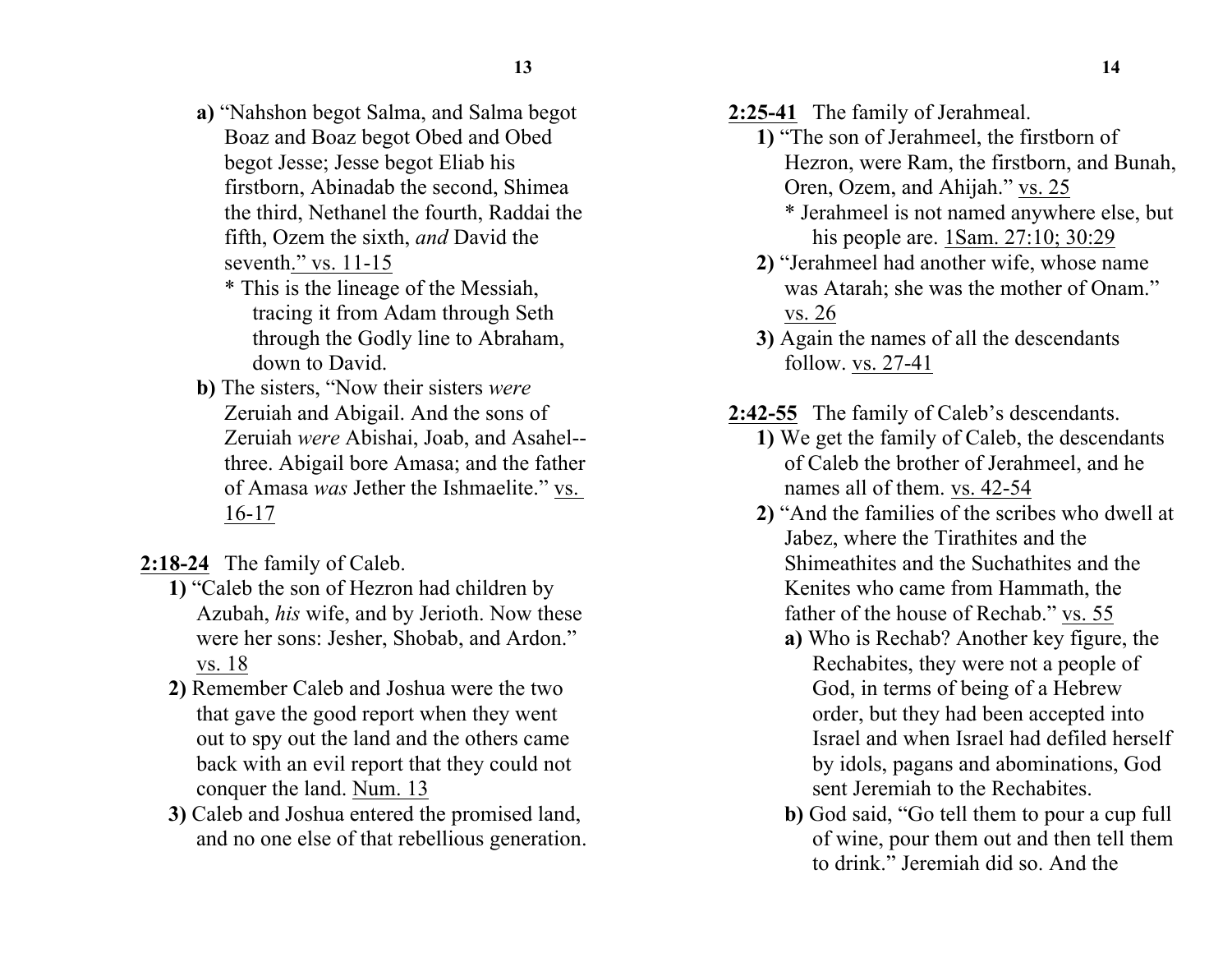**a)** "Nahshon begot Salma, and Salma begot Boaz and Boaz begot Obed and Obed begot Jesse; Jesse begot Eliab his firstborn, Abinadab the second, Shimea the third, Nethanel the fourth, Raddai the fifth, Ozem the sixth, *and* David the seventh." vs. 11-15

\* This is the lineage of the Messiah, tracing it from Adam through Seth through the Godly line to Abraham, down to David.

**b)** The sisters, "Now their sisters *were* Zeruiah and Abigail. And the sons of Zeruiah *were* Abishai, Joab, and Asahel--three. Abigail bore Amasa; and the father of Amasa *was* Jether the Ishmaelite." vs. 16-17

**2:18-24** The family of Caleb.

**1)** "Caleb the son of Hezron had children by Azubah, *his* wife, and by Jerioth. Now these were her sons: Jesher, Shobab, and Ardon." vs. 18

**2)** Remember Caleb and Joshua were the two that gave the good report when they went out to spy out the land and the others came back with an evil report that they could not conquer the land. Num. 13

**3)** Caleb and Joshua entered the promised land, and no one else of that rebellious generation.

**2:25-41** The family of Jerahmeal.

**1)** "The son of Jerahmeel, the firstborn of Hezron, were Ram, the firstborn, and Bunah, Oren, Ozem, and Ahijah." vs. 25

\* Jerahmeel is not named anywhere else, but his people are. 1Sam. 27:10; 30:29

**2)** "Jerahmeel had another wife, whose name was Atarah; she was the mother of Onam." vs. 26

**3)** Again the names of all the descendants follow. vs. 27-41

**2:42-55** The family of Caleb's descendants.

**1)** We get the family of Caleb, the descendants of Caleb the brother of Jerahmeel, and he names all of them. vs. 42-54

**2)** "And the families of the scribes who dwell at Jabez, where the Tirathites and the Shimeathites and the Suchathites and the Kenites who came from Hammath, the father of the house of Rechab." vs. 55

**a)** Who is Rechab? Another key figure, the Rechabites, they were not a people of God, in terms of being of a Hebrew order, but they had been accepted into Israel and when Israel had defiled herself by idols, pagans and abominations, God sent Jeremiah to the Rechabites.

**b)** God said, "Go tell them to pour a cup full of wine, pour them out and then tell them to drink." Jeremiah did so. And the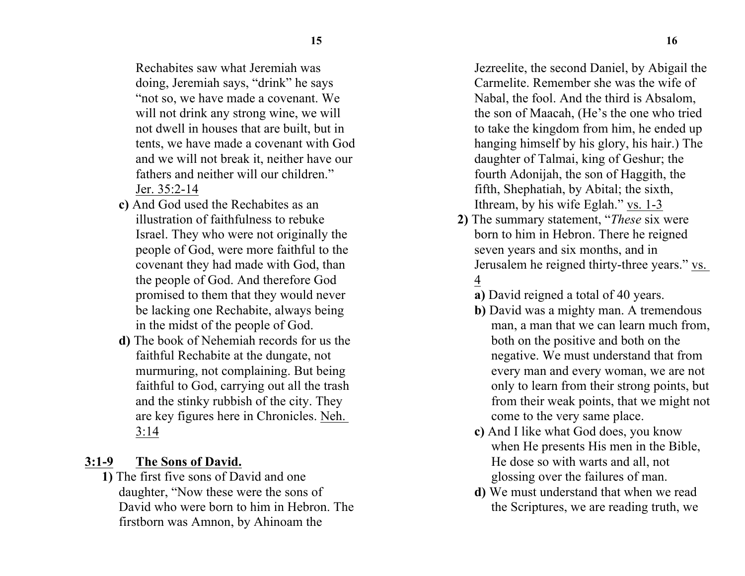Rechabites saw what Jeremiah was doing, Jeremiah says, "drink" he says "not so, we have made a covenant. We will not drink any strong wine, we will not dwell in houses that are built, but in tents, we have made a covenant with God and we will not break it, neither have our fathers and neither will our children." Jer. 35:2-14

**c)** And God used the Rechabites as an illustration of faithfulness to rebuke Israel. They who were not originally the people of God, were more faithful to the covenant they had made with God, than the people of God. And therefore God promised to them that they would never be lacking one Rechabite, always being in the midst of the people of God.

**d)** The book of Nehemiah records for us the faithful Rechabite at the dungate, not murmuring, not complaining. But being faithful to God, carrying out all the trash and the stinky rubbish of the city. They are key figures here in Chronicles. Neh. 3:14

**3:1-9 The Sons of David.**

**1)** The first five sons of David and one daughter, "Now these were the sons of David who were born to him in Hebron. The firstborn was Amnon, by Ahinoam the Jezreelite, the second Daniel, by Abigail the Carmelite. Remember she was the wife of Nabal, the fool. And the third is Absalom, the son of Maacah, (He's the one who tried to take the kingdom from him, he ended up hanging himself by his glory, his hair.) The daughter of Talmai, king of Geshur; the fourth Adonijah, the son of Haggith, the fifth, Shephatiah, by Abital; the sixth, Ithream, by his wife Eglah." vs. 1-3

**2)** The summary statement, "*These* six were born to him in Hebron. There he reigned seven years and six months, and in Jerusalem he reigned thirty-three years." vs. 4

**a)** David reigned a total of 40 years.

**b)** David was a mighty man. A tremendous man, a man that we can learn much from, both on the positive and both on the negative. We must understand that from every man and every woman, we are not only to learn from their strong points, but from their weak points, that we might not come to the very same place.

**c)** And I like what God does, you know when He presents His men in the Bible, He dose so with warts and all, not glossing over the failures of man.

**d)** We must understand that when we read the Scriptures, we are reading truth, we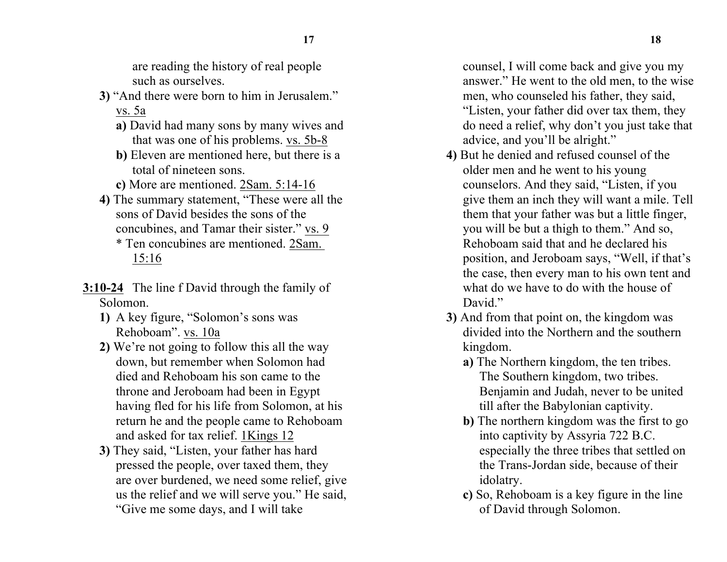are reading the history of real people such as ourselves.

**3)** "And there were born to him in Jerusalem." vs. 5a

**a)** David had many sons by many wives and that was one of his problems. vs. 5b-8

**b)** Eleven are mentioned here, but there is a total of nineteen sons.

**c)** More are mentioned. 2Sam. 5:14-16

**4)** The summary statement, "These were all the sons of David besides the sons of the concubines, and Tamar their sister." vs. 9

* Ten concubines are mentioned. 2Sam. 15:16

**3:10-24** The line f David through the family of Solomon.

**1)** A key figure, "Solomon's sons was Rehoboam". vs. 10a

**2)** We're not going to follow this all the way down, but remember when Solomon had died and Rehoboam his son came to the throne and Jeroboam had been in Egypt having fled for his life from Solomon, at his return he and the people came to Rehoboam and asked for tax relief. 1Kings 12

**3)** They said, "Listen, your father has hard pressed the people, over taxed them, they are over burdened, we need some relief, give us the relief and we will serve you." He said, "Give me some days, and I will take counsel, I will come back and give you my answer." He went to the old men, to the wise men, who counseled his father, they said, "Listen, your father did over tax them, they do need a relief, why don't you just take that advice, and you'll be alright."

**4)** But he denied and refused counsel of the older men and he went to his young counselors. And they said, "Listen, if you give them an inch they will want a mile. Tell them that your father was but a little finger, you will be but a thigh to them." And so, Rehoboam said that and he declared his position, and Jeroboam says, "Well, if that's the case, then every man to his own tent and what do we have to do with the house of David."

**3)** And from that point on, the kingdom was divided into the Northern and the southern kingdom.

**a)** The Northern kingdom, the ten tribes. The Southern kingdom, two tribes. Benjamin and Judah, never to be united till after the Babylonian captivity.

**b)** The northern kingdom was the first to go into captivity by Assyria 722 B.C. especially the three tribes that settled on the Trans-Jordan side, because of their idolatry.

**c)** So, Rehoboam is a key figure in the line of David through Solomon.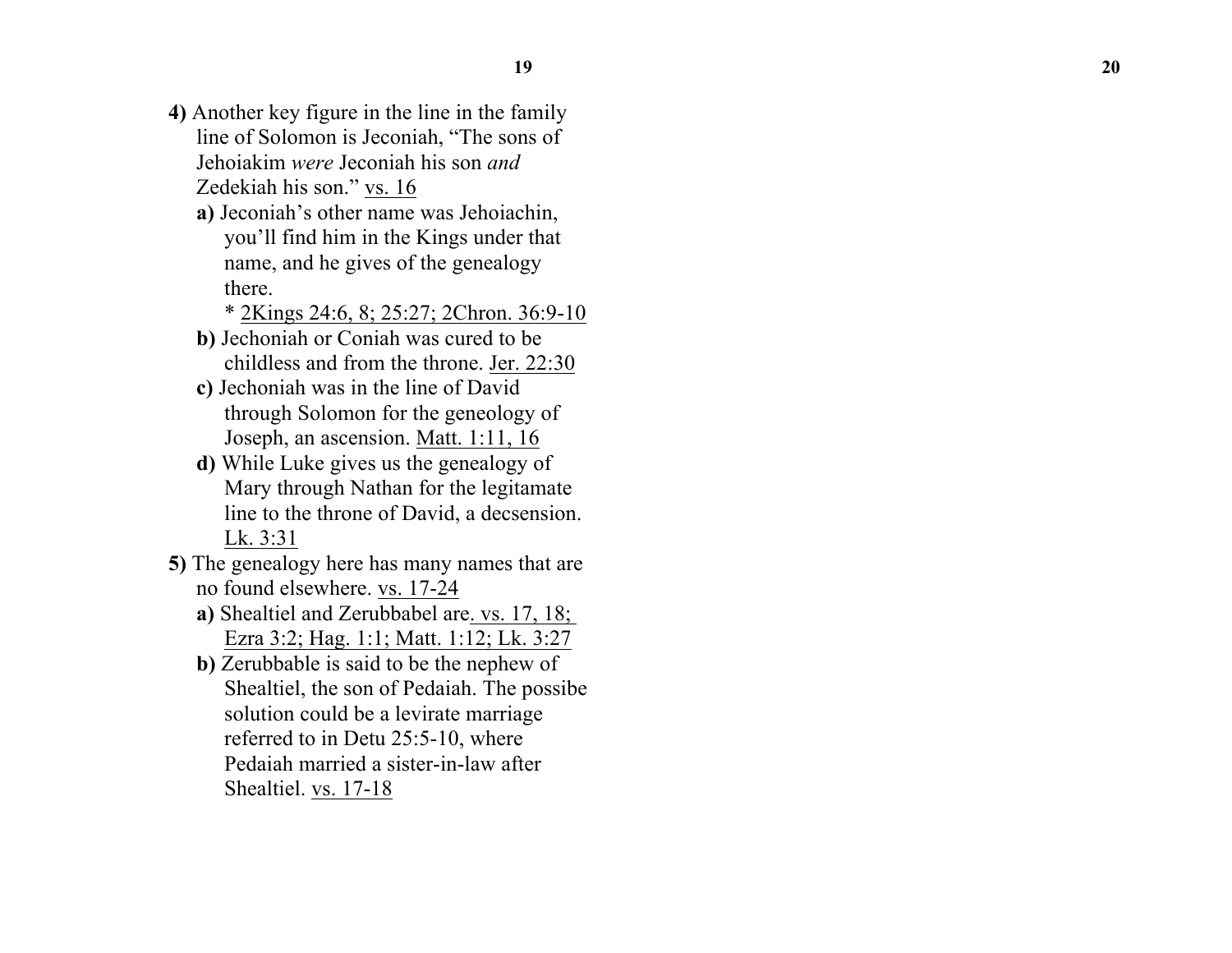**4)** Another key figure in the line in the family line of Solomon is Jeconiah, “The sons of Jehoiakim *were* Jeconiah his son *and* Zedekiah his son.” vs. 16

**a)** Jeconiah’s other name was Jehoiachin, you’ll find him in the Kings under that name, and he gives of the genealogy there.
* 2Kings 24:6, 8; 25:27; 2Chron. 36:9-10

**b)** Jechoniah or Coniah was cured to be childless and from the throne. Jer. 22:30

**c)** Jechoniah was in the line of David through Solomon for the geneology of Joseph, an ascension. Matt. 1:11, 16

**d)** While Luke gives us the genealogy of Mary through Nathan for the legitamate line to the throne of David, a decsension. Lk. 3:31

**5)** The genealogy here has many names that are no found elsewhere. vs. 17-24

**a)** Shealtiel and Zerubbabel are. vs. 17, 18; Ezra 3:2; Hag. 1:1; Matt. 1:12; Lk. 3:27

**b)** Zerubbable is said to be the nephew of Shealtiel, the son of Pedaiah. The possibe solution could be a levirate marriage referred to in Detu 25:5-10, where Pedaiah married a sister-in-law after Shealtiel. vs. 17-18